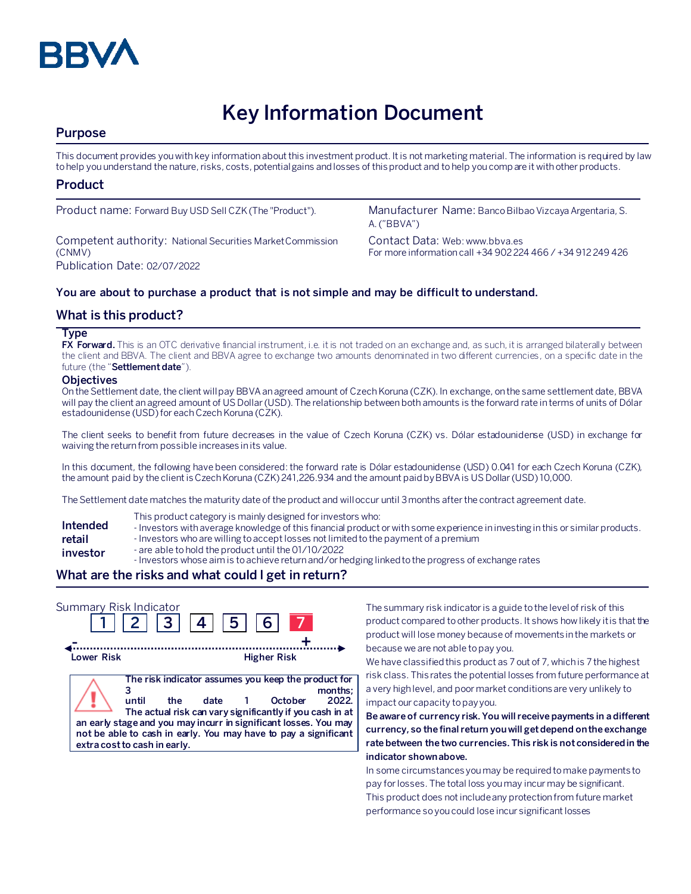BBVA

# Key Information Document

## Purpose

This document provides you with key information about this investment product. It is not marketing material. The information is required by law to help you understand the nature, risks, costs, potential gains and losses of this product and to help you compare it with other products.

## Product

Product name: Forward Buy USD Sell CZK (The "Product").

Manufacturer Name: Banco Bilbao Vizcaya Argentaria, S. A. ("BBVA")

Competent authority: National Securities Market Commission (CNMV)

Contact Data: Web: www.bbva.es
For more information call +34 902 224 466 / +34 912 249 426

Publication Date: 02/07/2022

**You are about to purchase a product that is not simple and may be difficult to understand.**

## What is this product?

### Type

**FX Forward.** This is an OTC derivative financial instrument, i.e. it is not traded on an exchange and, as such, it is arranged bilaterally between the client and BBVA. The client and BBVA agree to exchange two amounts denominated in two different currencies, on a specific date in the future (the "**Settlement date**").

### Objectives

On the Settlement date, the client will pay BBVA an agreed amount of Czech Koruna (CZK). In exchange, on the same settlement date, BBVA will pay the client an agreed amount of US Dollar (USD). The relationship between both amounts is the forward rate in terms of units of Dólar estadounidense (USD) for each Czech Koruna (CZK).

The client seeks to benefit from future decreases in the value of Czech Koruna (CZK) vs. Dólar estadounidense (USD) in exchange for waiving the return from possible increases in its value.

In this document, the following have been considered: the forward rate is Dólar estadounidense (USD) 0.041 for each Czech Koruna (CZK), the amount paid by the client is Czech Koruna (CZK) 241,226.934 and the amount paid by BBVA is US Dollar (USD) 10,000.

The Settlement date matches the maturity date of the product and will occur until 3 months after the contract agreement date.

**Intended retail investor**

This product category is mainly designed for investors who:
- Investors with average knowledge of this financial product or with some experience in investing in this or similar products.
- Investors who are willing to accept losses not limited to the payment of a premium
- are able to hold the product until the 01/10/2022
- Investors whose aim is to achieve return and/or hedging linked to the progress of exchange rates

## What are the risks and what could I get in return?

Summary Risk Indicator

1 | 2 | 3 | 4 | 5 | 6 | **7**

Lower Risk — Higher Risk

**The risk indicator assumes you keep the product for 3 months; until the date 1 October 2022. The actual risk can vary significantly if you cash in at an early stage and you may incurr in significant losses. You may not be able to cash in early. You may have to pay a significant extra cost to cash in early.**

The summary risk indicator is a guide to the level of risk of this product compared to other products. It shows how likely it is that the product will lose money because of movements in the markets or because we are not able to pay you.

We have classified this product as 7 out of 7, which is 7 the highest risk class. This rates the potential losses from future performance at a very high level, and poor market conditions are very unlikely to impact our capacity to pay you.

**Be aware of currency risk. You will receive payments in a different currency, so the final return you will get depend on the exchange rate between the two currencies. This risk is not considered in the indicator shown above.**

In some circumstances you may be required to make payments to pay for losses. The total loss you may incur may be significant.

This product does not include any protection from future market performance so you could lose incur significant losses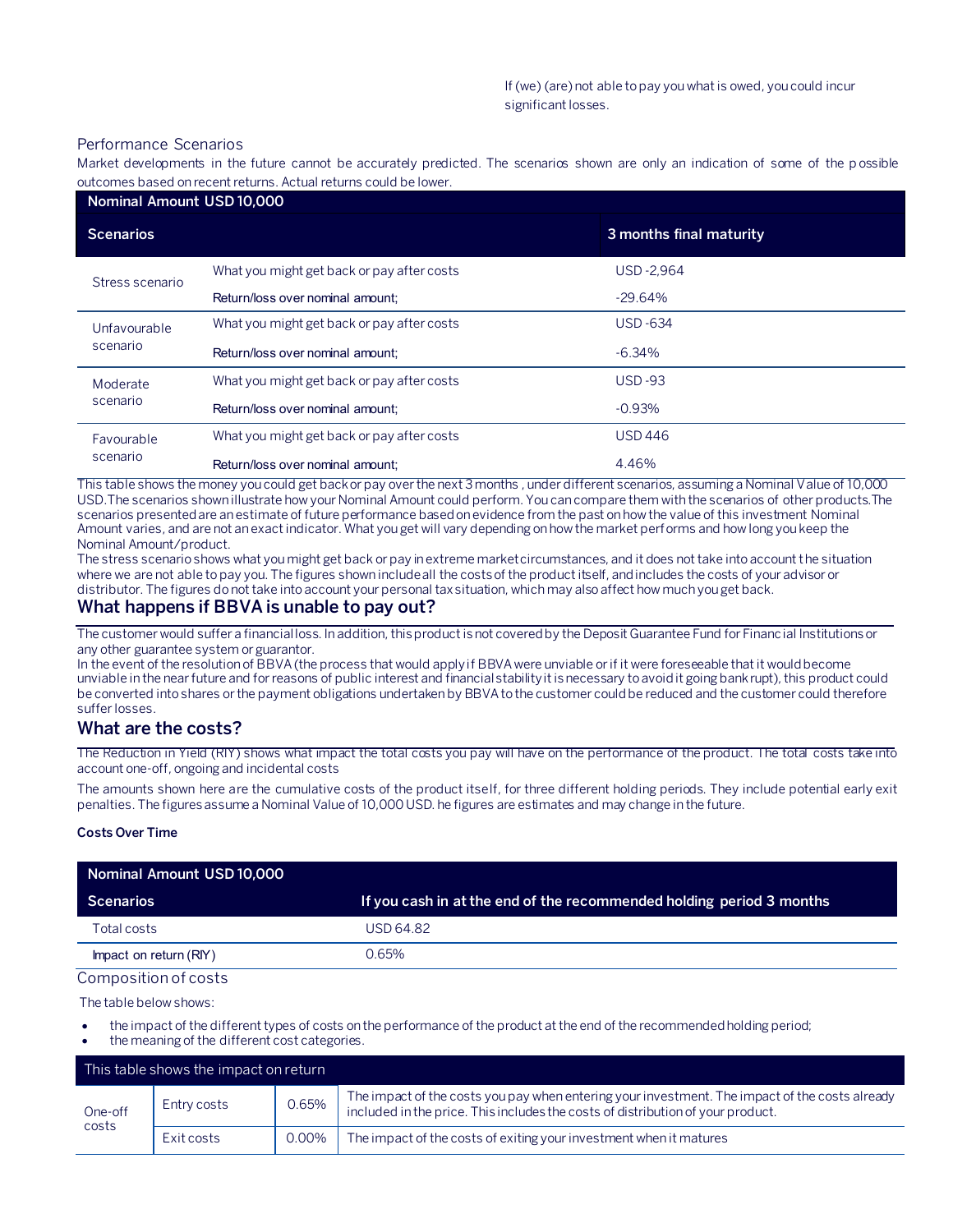If (we) (are) not able to pay you what is owed, you could incur significant losses.

Performance Scenarios

Market developments in the future cannot be accurately predicted. The scenarios shown are only an indication of some of the possible outcomes based on recent returns. Actual returns could be lower.

| Nominal Amount USD 10,000 | | |
|---|---|---|
| **Scenarios** | | **3 months final maturity** |
| Stress scenario | What you might get back or pay after costs | USD -2,964 |
| | Return/loss over nominal amount; | -29.64% |
| Unfavourable scenario | What you might get back or pay after costs | USD -634 |
| | Return/loss over nominal amount; | -6.34% |
| Moderate scenario | What you might get back or pay after costs | USD -93 |
| | Return/loss over nominal amount; | -0.93% |
| Favourable scenario | What you might get back or pay after costs | USD 446 |
| | Return/loss over nominal amount; | 4.46% |

This table shows the money you could get back or pay over the next 3 months , under different scenarios, assuming a Nominal Value of 10,000 USD.The scenarios shown illustrate how your Nominal Amount could perform. You can compare them with the scenarios of other products.The scenarios presented are an estimate of future performance based on evidence from the past on how the value of this investment Nominal Amount varies, and are not an exact indicator. What you get will vary depending on how the market performs and how long you keep the Nominal Amount/product.

The stress scenario shows what you might get back or pay in extreme market circumstances, and it does not take into account the situation where we are not able to pay you. The figures shown include all the costs of the product itself, and includes the costs of your advisor or distributor. The figures do not take into account your personal tax situation, which may also affect how much you get back.

## What happens if BBVA is unable to pay out?

The customer would suffer a financial loss. In addition, this product is not covered by the Deposit Guarantee Fund for Financial Institutions or any other guarantee system or guarantor.

In the event of the resolution of BBVA (the process that would apply if BBVA were unviable or if it were foreseeable that it would become unviable in the near future and for reasons of public interest and financial stability it is necessary to avoid it going bankrupt), this product could be converted into shares or the payment obligations undertaken by BBVA to the customer could be reduced and the customer could therefore suffer losses.

## What are the costs?

The Reduction in Yield (RIY) shows what impact the total costs you pay will have on the performance of the product. The total costs take into account one-off, ongoing and incidental costs

The amounts shown here are the cumulative costs of the product itself, for three different holding periods. They include potential early exit penalties. The figures assume a Nominal Value of 10,000 USD. he figures are estimates and may change in the future.

**Costs Over Time**

| Nominal Amount USD 10,000 | |
|---|---|
| **Scenarios** | **If you cash in at the end of the recommended holding period 3 months** |
| Total costs | USD 64.82 |
| Impact on return (RIY) | 0.65% |

Composition of costs

The table below shows:

- the impact of the different types of costs on the performance of the product at the end of the recommended holding period;
- the meaning of the different cost categories.

| This table shows the impact on return | | | |
|---|---|---|---|
| One-off costs | Entry costs | 0.65% | The impact of the costs you pay when entering your investment. The impact of the costs already included in the price. This includes the costs of distribution of your product. |
| | Exit costs | 0.00% | The impact of the costs of exiting your investment when it matures |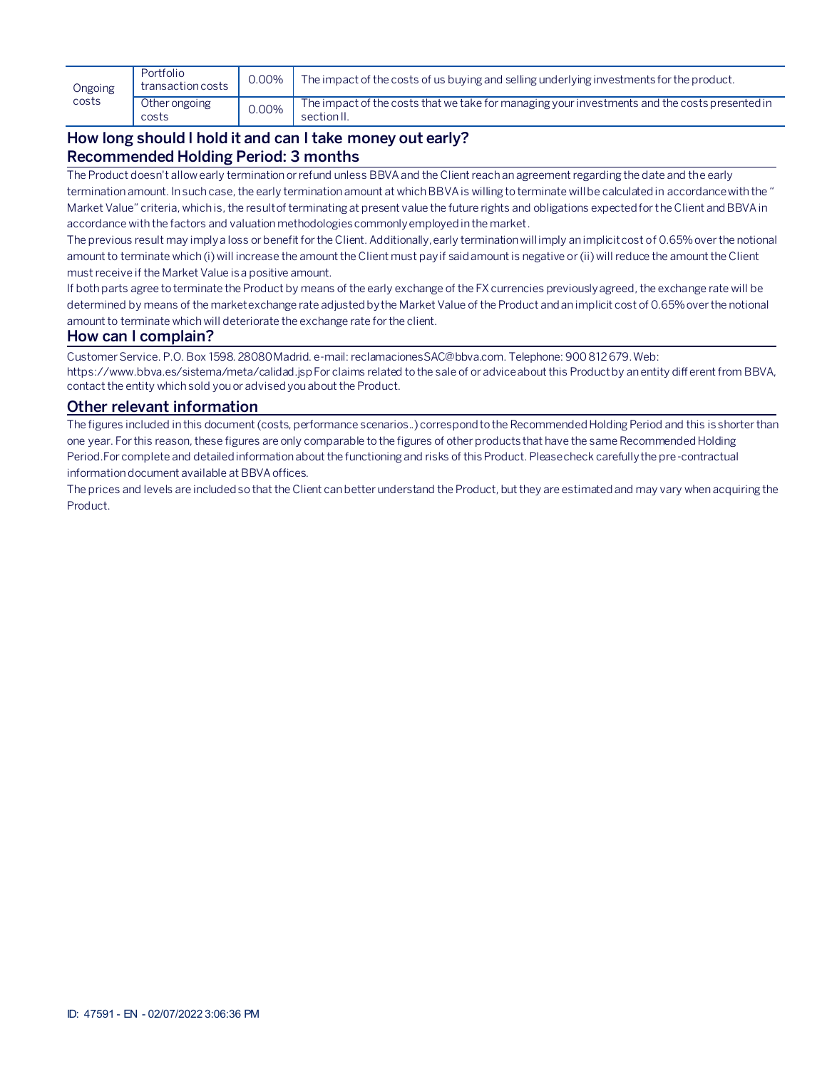| | | | |
|---|---|---|---|
| Ongoing costs | Portfolio transaction costs | 0.00% | The impact of the costs of us buying and selling underlying investments for the product. |
| | Other ongoing costs | 0.00% | The impact of the costs that we take for managing your investments and the costs presented in section II. |

## How long should I hold it and can I take money out early?

### Recommended Holding Period: 3 months

The Product doesn't allow early termination or refund unless BBVA and the Client reach an agreement regarding the date and the early termination amount. In such case, the early termination amount at which BBVA is willing to terminate will be calculated in accordance with the " Market Value" criteria, which is, the result of terminating at present value the future rights and obligations expected for the Client and BBVA in accordance with the factors and valuation methodologies commonly employed in the market.

The previous result may imply a loss or benefit for the Client. Additionally, early termination will imply an implicit cost of 0.65% over the notional amount to terminate which (i) will increase the amount the Client must pay if said amount is negative or (ii) will reduce the amount the Client must receive if the Market Value is a positive amount.

If both parts agree to terminate the Product by means of the early exchange of the FX currencies previously agreed, the exchange rate will be determined by means of the market exchange rate adjusted by the Market Value of the Product and an implicit cost of 0.65% over the notional amount to terminate which will deteriorate the exchange rate for the client.

## How can I complain?

Customer Service. P.O. Box 1598. 28080 Madrid. e-mail: reclamacionesSAC@bbva.com. Telephone: 900 812 679. Web: https://www.bbva.es/sistema/meta/calidad.jsp For claims related to the sale of or advice about this Product by an entity different from BBVA, contact the entity which sold you or advised you about the Product.

## Other relevant information

The figures included in this document (costs, performance scenarios..) correspond to the Recommended Holding Period and this is shorter than one year. For this reason, these figures are only comparable to the figures of other products that have the same Recommended Holding Period.For complete and detailed information about the functioning and risks of this Product. Please check carefully the pre-contractual information document available at BBVA offices.

The prices and levels are included so that the Client can better understand the Product, but they are estimated and may vary when acquiring the Product.

ID: 47591 - EN - 02/07/2022 3:06:36 PM